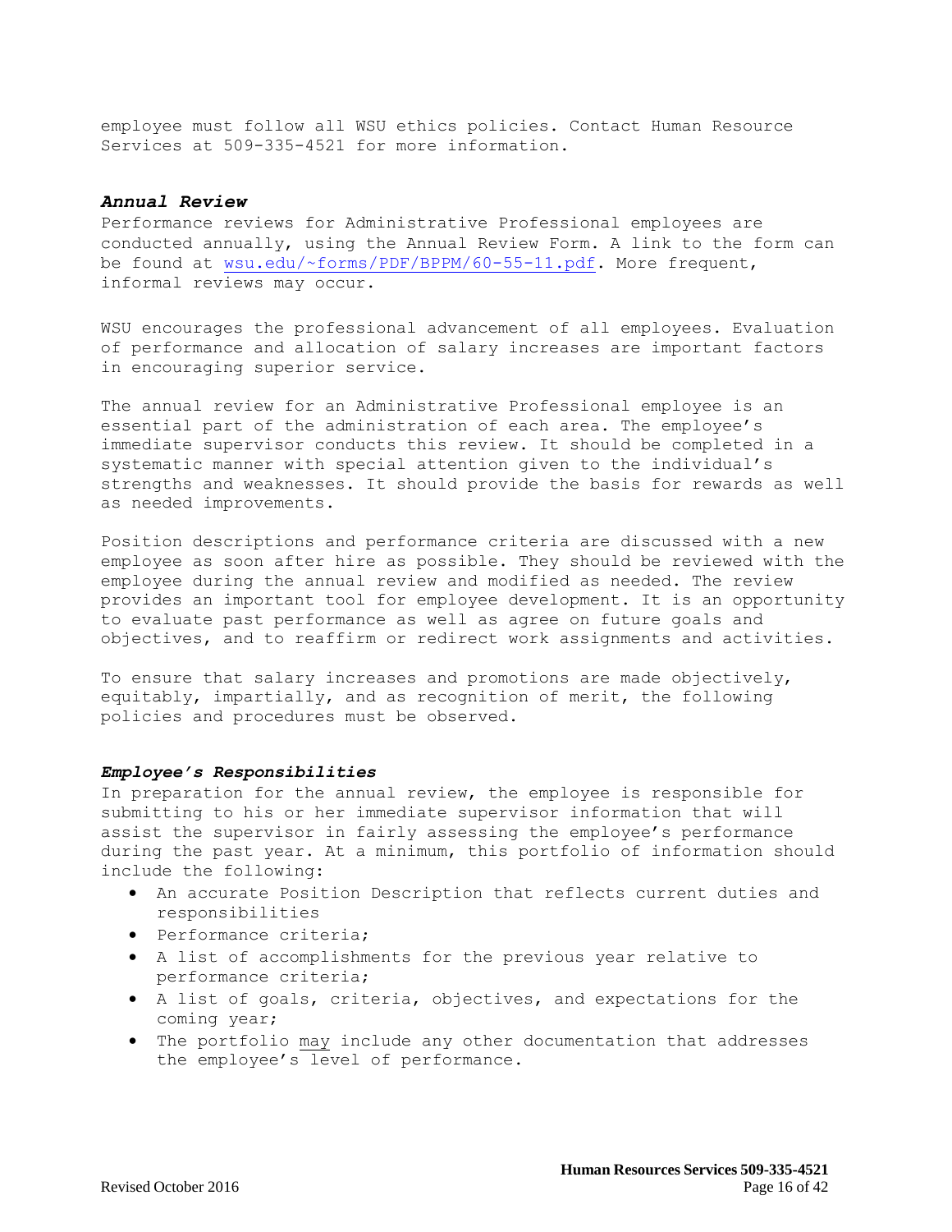employee must follow all WSU ethics policies. Contact Human Resource Services at 509-335-4521 for more information.

### ***Annual Review***

Performance reviews for Administrative Professional employees are conducted annually, using the Annual Review Form. A link to the form can be found at [wsu.edu/~forms/PDF/BPPM/60-55-11.pdf](wsu.edu/~forms/PDF/BPPM/60-55-11.pdf). More frequent, informal reviews may occur.

WSU encourages the professional advancement of all employees. Evaluation of performance and allocation of salary increases are important factors in encouraging superior service.

The annual review for an Administrative Professional employee is an essential part of the administration of each area. The employee's immediate supervisor conducts this review. It should be completed in a systematic manner with special attention given to the individual's strengths and weaknesses. It should provide the basis for rewards as well as needed improvements.

Position descriptions and performance criteria are discussed with a new employee as soon after hire as possible. They should be reviewed with the employee during the annual review and modified as needed. The review provides an important tool for employee development. It is an opportunity to evaluate past performance as well as agree on future goals and objectives, and to reaffirm or redirect work assignments and activities.

To ensure that salary increases and promotions are made objectively, equitably, impartially, and as recognition of merit, the following policies and procedures must be observed.

### ***Employee's Responsibilities***

In preparation for the annual review, the employee is responsible for submitting to his or her immediate supervisor information that will assist the supervisor in fairly assessing the employee's performance during the past year. At a minimum, this portfolio of information should include the following:

- An accurate Position Description that reflects current duties and responsibilities
- Performance criteria;
- A list of accomplishments for the previous year relative to performance criteria;
- A list of goals, criteria, objectives, and expectations for the coming year;
- The portfolio <u>may</u> include any other documentation that addresses the employee's level of performance.

Revised October 2016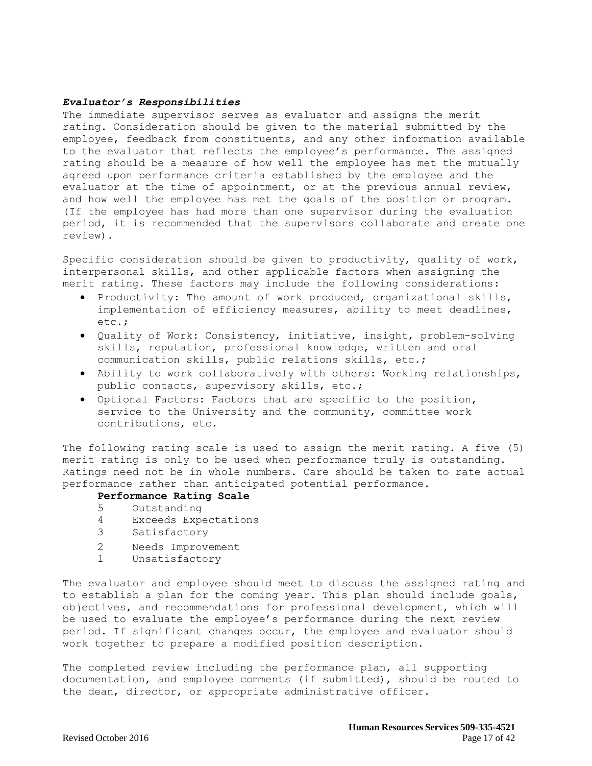### *Evaluator's Responsibilities*

The immediate supervisor serves as evaluator and assigns the merit rating. Consideration should be given to the material submitted by the employee, feedback from constituents, and any other information available to the evaluator that reflects the employee's performance. The assigned rating should be a measure of how well the employee has met the mutually agreed upon performance criteria established by the employee and the evaluator at the time of appointment, or at the previous annual review, and how well the employee has met the goals of the position or program. (If the employee has had more than one supervisor during the evaluation period, it is recommended that the supervisors collaborate and create one review).

Specific consideration should be given to productivity, quality of work, interpersonal skills, and other applicable factors when assigning the merit rating. These factors may include the following considerations:

- Productivity: The amount of work produced, organizational skills, implementation of efficiency measures, ability to meet deadlines, etc.;
- Quality of Work: Consistency, initiative, insight, problem-solving skills, reputation, professional knowledge, written and oral communication skills, public relations skills, etc.;
- Ability to work collaboratively with others: Working relationships, public contacts, supervisory skills, etc.;
- Optional Factors: Factors that are specific to the position, service to the University and the community, committee work contributions, etc.

The following rating scale is used to assign the merit rating. A five (5) merit rating is only to be used when performance truly is outstanding. Ratings need not be in whole numbers. Care should be taken to rate actual performance rather than anticipated potential performance.

**Performance Rating Scale**

5 Outstanding
4 Exceeds Expectations
3 Satisfactory
2 Needs Improvement
1 Unsatisfactory

The evaluator and employee should meet to discuss the assigned rating and to establish a plan for the coming year. This plan should include goals, objectives, and recommendations for professional development, which will be used to evaluate the employee's performance during the next review period. If significant changes occur, the employee and evaluator should work together to prepare a modified position description.

The completed review including the performance plan, all supporting documentation, and employee comments (if submitted), should be routed to the dean, director, or appropriate administrative officer.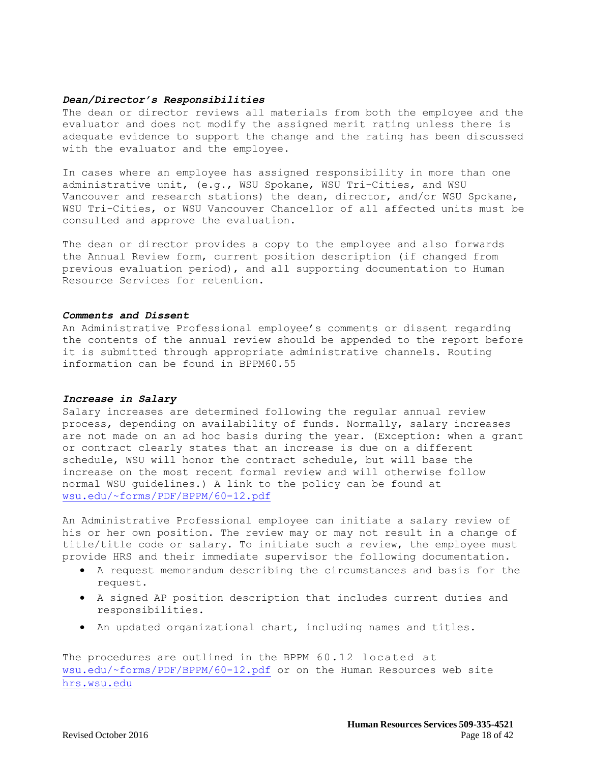### *Dean/Director's Responsibilities*

The dean or director reviews all materials from both the employee and the evaluator and does not modify the assigned merit rating unless there is adequate evidence to support the change and the rating has been discussed with the evaluator and the employee.

In cases where an employee has assigned responsibility in more than one administrative unit, (e.g., WSU Spokane, WSU Tri-Cities, and WSU Vancouver and research stations) the dean, director, and/or WSU Spokane, WSU Tri-Cities, or WSU Vancouver Chancellor of all affected units must be consulted and approve the evaluation.

The dean or director provides a copy to the employee and also forwards the Annual Review form, current position description (if changed from previous evaluation period), and all supporting documentation to Human Resource Services for retention.

### *Comments and Dissent*

An Administrative Professional employee's comments or dissent regarding the contents of the annual review should be appended to the report before it is submitted through appropriate administrative channels. Routing information can be found in BPPM60.55

### *Increase in Salary*

Salary increases are determined following the regular annual review process, depending on availability of funds. Normally, salary increases are not made on an ad hoc basis during the year. (Exception: when a grant or contract clearly states that an increase is due on a different schedule, WSU will honor the contract schedule, but will base the increase on the most recent formal review and will otherwise follow normal WSU guidelines.) A link to the policy can be found at [wsu.edu/~forms/PDF/BPPM/60-12.pdf](wsu.edu/~forms/PDF/BPPM/60-12.pdf)

An Administrative Professional employee can initiate a salary review of his or her own position. The review may or may not result in a change of title/title code or salary. To initiate such a review, the employee must provide HRS and their immediate supervisor the following documentation.

- A request memorandum describing the circumstances and basis for the request.
- A signed AP position description that includes current duties and responsibilities.
- An updated organizational chart, including names and titles.

The procedures are outlined in the BPPM 60.12 located at [wsu.edu/~forms/PDF/BPPM/60-12.pdf](wsu.edu/~forms/PDF/BPPM/60-12.pdf) or on the Human Resources web site [hrs.wsu.edu](hrs.wsu.edu)